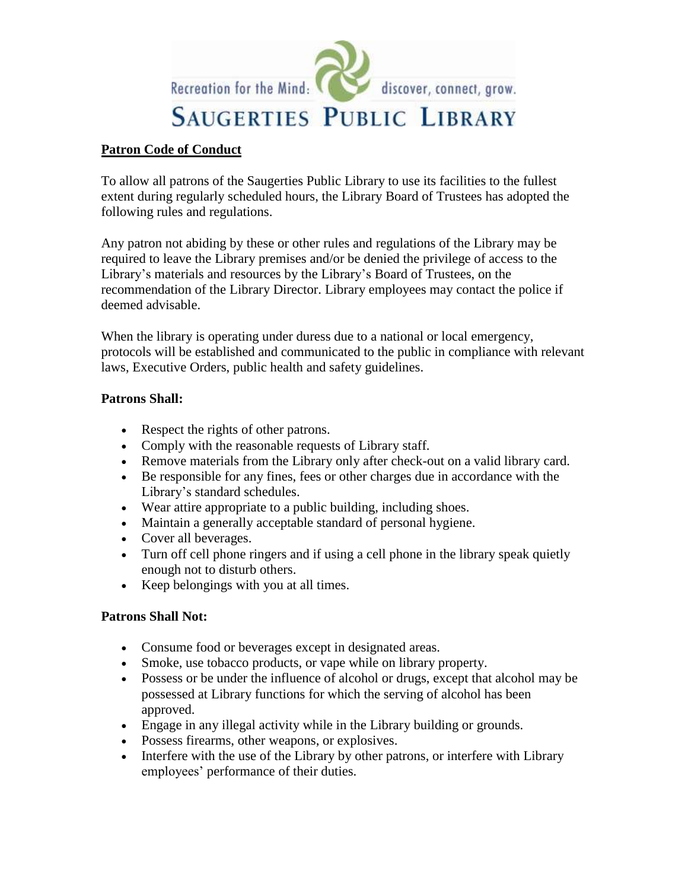Recreation for the Mind: discover, connect, grow.

# SAUGERTIES PUBLIC LIBRARY

## Patron Code of Conduct

To allow all patrons of the Saugerties Public Library to use its facilities to the fullest extent during regularly scheduled hours, the Library Board of Trustees has adopted the following rules and regulations.

Any patron not abiding by these or other rules and regulations of the Library may be required to leave the Library premises and/or be denied the privilege of access to the Library's materials and resources by the Library's Board of Trustees, on the recommendation of the Library Director. Library employees may contact the police if deemed advisable.

When the library is operating under duress due to a national or local emergency, protocols will be established and communicated to the public in compliance with relevant laws, Executive Orders, public health and safety guidelines.

### Patrons Shall:

- Respect the rights of other patrons.
- Comply with the reasonable requests of Library staff.
- Remove materials from the Library only after check-out on a valid library card.
- Be responsible for any fines, fees or other charges due in accordance with the Library's standard schedules.
- Wear attire appropriate to a public building, including shoes.
- Maintain a generally acceptable standard of personal hygiene.
- Cover all beverages.
- Turn off cell phone ringers and if using a cell phone in the library speak quietly enough not to disturb others.
- Keep belongings with you at all times.

### Patrons Shall Not:

- Consume food or beverages except in designated areas.
- Smoke, use tobacco products, or vape while on library property.
- Possess or be under the influence of alcohol or drugs, except that alcohol may be possessed at Library functions for which the serving of alcohol has been approved.
- Engage in any illegal activity while in the Library building or grounds.
- Possess firearms, other weapons, or explosives.
- Interfere with the use of the Library by other patrons, or interfere with Library employees' performance of their duties.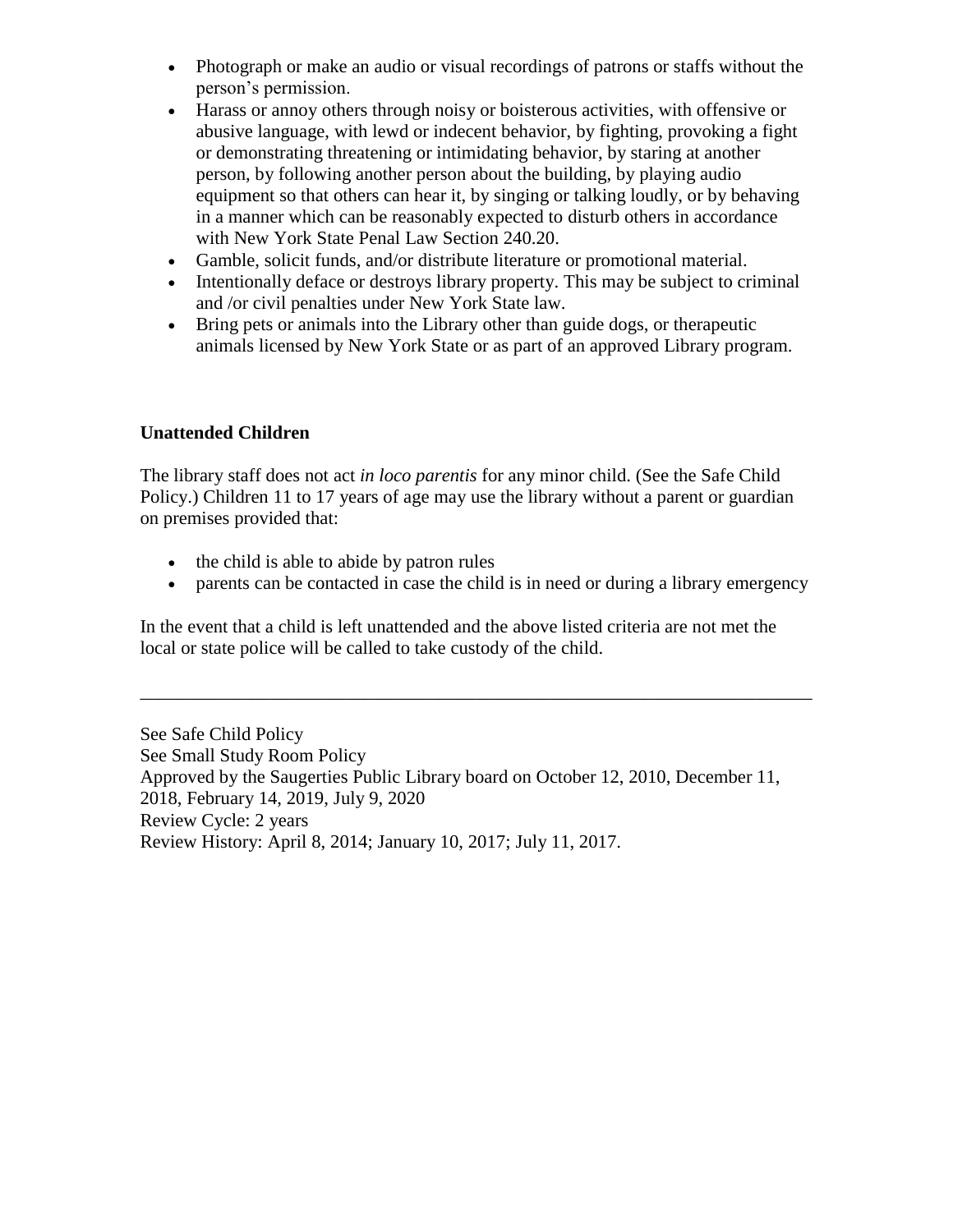- Photograph or make an audio or visual recordings of patrons or staffs without the person's permission.
- Harass or annoy others through noisy or boisterous activities, with offensive or abusive language, with lewd or indecent behavior, by fighting, provoking a fight or demonstrating threatening or intimidating behavior, by staring at another person, by following another person about the building, by playing audio equipment so that others can hear it, by singing or talking loudly, or by behaving in a manner which can be reasonably expected to disturb others in accordance with New York State Penal Law Section 240.20.
- Gamble, solicit funds, and/or distribute literature or promotional material.
- Intentionally deface or destroys library property. This may be subject to criminal and /or civil penalties under New York State law.
- Bring pets or animals into the Library other than guide dogs, or therapeutic animals licensed by New York State or as part of an approved Library program.

**Unattended Children**

The library staff does not act *in loco parentis* for any minor child. (See the Safe Child Policy.) Children 11 to 17 years of age may use the library without a parent or guardian on premises provided that:

- the child is able to abide by patron rules
- parents can be contacted in case the child is in need or during a library emergency

In the event that a child is left unattended and the above listed criteria are not met the local or state police will be called to take custody of the child.

---

See Safe Child Policy
See Small Study Room Policy
Approved by the Saugerties Public Library board on October 12, 2010, December 11, 2018, February 14, 2019, July 9, 2020
Review Cycle: 2 years
Review History: April 8, 2014; January 10, 2017; July 11, 2017.